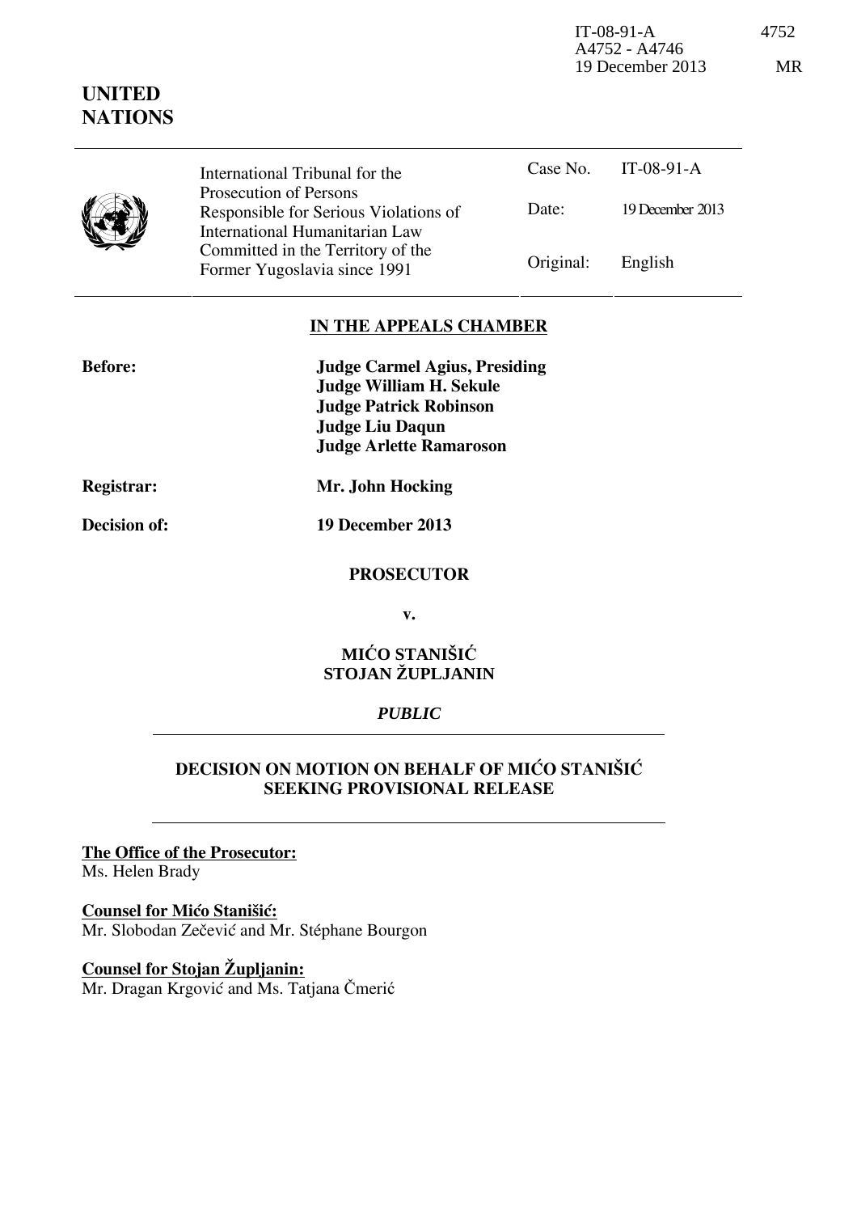IT-08-91-A 4752
A4752 - A4746
19 December 2013 MR

**UNITED NATIONS**

| International Tribunal for the Prosecution of Persons Responsible for Serious Violations of International Humanitarian Law Committed in the Territory of the Former Yugoslavia since 1991 | Case No. | IT-08-91-A |
|---|---|---|
| | Date: | 19 December 2013 |
| | Original: | English |

## IN THE APPEALS CHAMBER

**Before:** **Judge Carmel Agius, Presiding**
**Judge William H. Sekule**
**Judge Patrick Robinson**
**Judge Liu Daqun**
**Judge Arlette Ramaroson**

**Registrar:** **Mr. John Hocking**

**Decision of:** **19 December 2013**

**PROSECUTOR**

**v.**

**MIĆO STANIŠIĆ**
**STOJAN ŽUPLJANIN**

*PUBLIC*

**DECISION ON MOTION ON BEHALF OF MIĆO STANIŠIĆ SEEKING PROVISIONAL RELEASE**

**The Office of the Prosecutor:**
Ms. Helen Brady

**Counsel for Mićo Stanišić:**
Mr. Slobodan Zečević and Mr. Stéphane Bourgon

**Counsel for Stojan Župljanin:**
Mr. Dragan Krgović and Ms. Tatjana Čmerić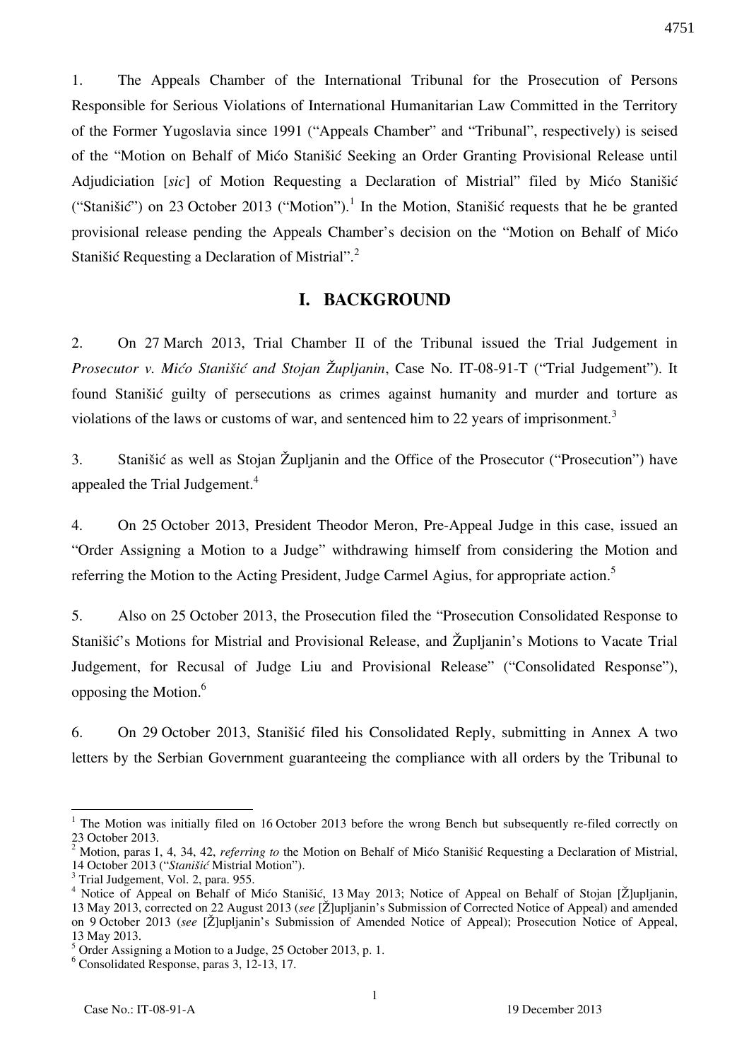1. The Appeals Chamber of the International Tribunal for the Prosecution of Persons Responsible for Serious Violations of International Humanitarian Law Committed in the Territory of the Former Yugoslavia since 1991 ("Appeals Chamber" and "Tribunal", respectively) is seised of the "Motion on Behalf of Mićo Stanišić Seeking an Order Granting Provisional Release until Adjudiciation [*sic*] of Motion Requesting a Declaration of Mistrial" filed by Mićo Stanišić ("Stanišić") on 23 October 2013 ("Motion").[1] In the Motion, Stanišić requests that he be granted provisional release pending the Appeals Chamber's decision on the "Motion on Behalf of Mićo Stanišić Requesting a Declaration of Mistrial".[2]

## I. BACKGROUND

2. On 27 March 2013, Trial Chamber II of the Tribunal issued the Trial Judgement in *Prosecutor v. Mićo Stanišić and Stojan Župljanin*, Case No. IT-08-91-T ("Trial Judgement"). It found Stanišić guilty of persecutions as crimes against humanity and murder and torture as violations of the laws or customs of war, and sentenced him to 22 years of imprisonment.[3]

3. Stanišić as well as Stojan Župljanin and the Office of the Prosecutor ("Prosecution") have appealed the Trial Judgement.[4]

4. On 25 October 2013, President Theodor Meron, Pre-Appeal Judge in this case, issued an "Order Assigning a Motion to a Judge" withdrawing himself from considering the Motion and referring the Motion to the Acting President, Judge Carmel Agius, for appropriate action.[5]

5. Also on 25 October 2013, the Prosecution filed the "Prosecution Consolidated Response to Stanišić's Motions for Mistrial and Provisional Release, and Župljanin's Motions to Vacate Trial Judgement, for Recusal of Judge Liu and Provisional Release" ("Consolidated Response"), opposing the Motion.[6]

6. On 29 October 2013, Stanišić filed his Consolidated Reply, submitting in Annex A two letters by the Serbian Government guaranteeing the compliance with all orders by the Tribunal to

---

[1] The Motion was initially filed on 16 October 2013 before the wrong Bench but subsequently re-filed correctly on 23 October 2013.

[2] Motion, paras 1, 4, 34, 42, *referring to* the Motion on Behalf of Mićo Stanišić Requesting a Declaration of Mistrial, 14 October 2013 ("*Stanišić* Mistrial Motion").

[3] Trial Judgement, Vol. 2, para. 955.

[4] Notice of Appeal on Behalf of Mićo Stanišić, 13 May 2013; Notice of Appeal on Behalf of Stojan [Ž]upljanin, 13 May 2013, corrected on 22 August 2013 (*see* [Ž]upljanin's Submission of Corrected Notice of Appeal) and amended on 9 October 2013 (*see* [Ž]upljanin's Submission of Amended Notice of Appeal); Prosecution Notice of Appeal, 13 May 2013.

[5] Order Assigning a Motion to a Judge, 25 October 2013, p. 1.

[6] Consolidated Response, paras 3, 12-13, 17.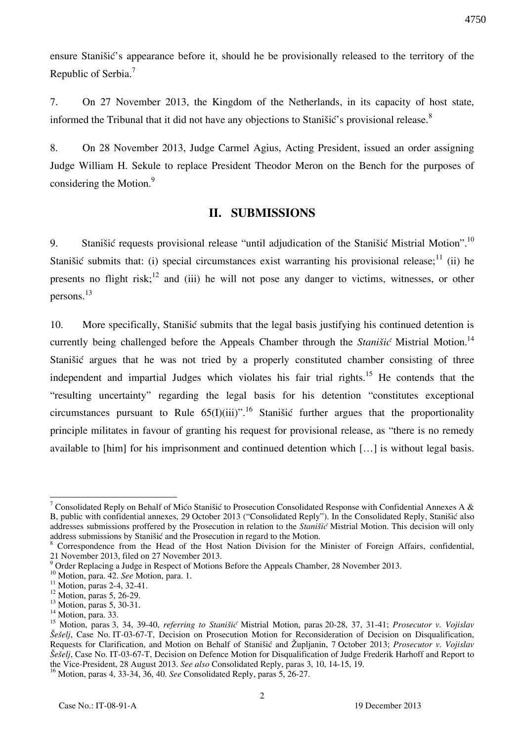ensure Stanišić's appearance before it, should he be provisionally released to the territory of the Republic of Serbia.[7]

7. On 27 November 2013, the Kingdom of the Netherlands, in its capacity of host state, informed the Tribunal that it did not have any objections to Stanišić's provisional release.[8]

8. On 28 November 2013, Judge Carmel Agius, Acting President, issued an order assigning Judge William H. Sekule to replace President Theodor Meron on the Bench for the purposes of considering the Motion.[9]

## II. SUBMISSIONS

9. Stanišić requests provisional release "until adjudication of the Stanišić Mistrial Motion".[10] Stanišić submits that: (i) special circumstances exist warranting his provisional release;[11] (ii) he presents no flight risk;[12] and (iii) he will not pose any danger to victims, witnesses, or other persons.[13]

10. More specifically, Stanišić submits that the legal basis justifying his continued detention is currently being challenged before the Appeals Chamber through the *Stanišić* Mistrial Motion.[14] Stanišić argues that he was not tried by a properly constituted chamber consisting of three independent and impartial Judges which violates his fair trial rights.[15] He contends that the "resulting uncertainty" regarding the legal basis for his detention "constitutes exceptional circumstances pursuant to Rule 65(I)(iii)".[16] Stanišić further argues that the proportionality principle militates in favour of granting his request for provisional release, as "there is no remedy available to [him] for his imprisonment and continued detention which […] is without legal basis.

---

[7] Consolidated Reply on Behalf of Mićo Stanišić to Prosecution Consolidated Response with Confidential Annexes A & B, public with confidential annexes, 29 October 2013 ("Consolidated Reply"). In the Consolidated Reply, Stanišić also addresses submissions proffered by the Prosecution in relation to the *Stanišić* Mistrial Motion. This decision will only address submissions by Stanišić and the Prosecution in regard to the Motion.

[8] Correspondence from the Head of the Host Nation Division for the Minister of Foreign Affairs, confidential, 21 November 2013, filed on 27 November 2013.

[9] Order Replacing a Judge in Respect of Motions Before the Appeals Chamber, 28 November 2013.

[10] Motion, para. 42. *See* Motion, para. 1.

[11] Motion, paras 2-4, 32-41.

[12] Motion, paras 5, 26-29.

[13] Motion, paras 5, 30-31.

[14] Motion, para. 33.

[15] Motion, paras 3, 34, 39-40, *referring to Stanišić* Mistrial Motion, paras 20-28, 37, 31-41; *Prosecutor v. Vojislav Šešelj*, Case No. IT-03-67-T, Decision on Prosecution Motion for Reconsideration of Decision on Disqualification, Requests for Clarification, and Motion on Behalf of Stanišić and Župljanin, 7 October 2013; *Prosecutor v. Vojislav Šešelj*, Case No. IT-03-67-T, Decision on Defence Motion for Disqualification of Judge Frederik Harhoff and Report to the Vice-President, 28 August 2013. *See also* Consolidated Reply, paras 3, 10, 14-15, 19.

[16] Motion, paras 4, 33-34, 36, 40. *See* Consolidated Reply, paras 5, 26-27.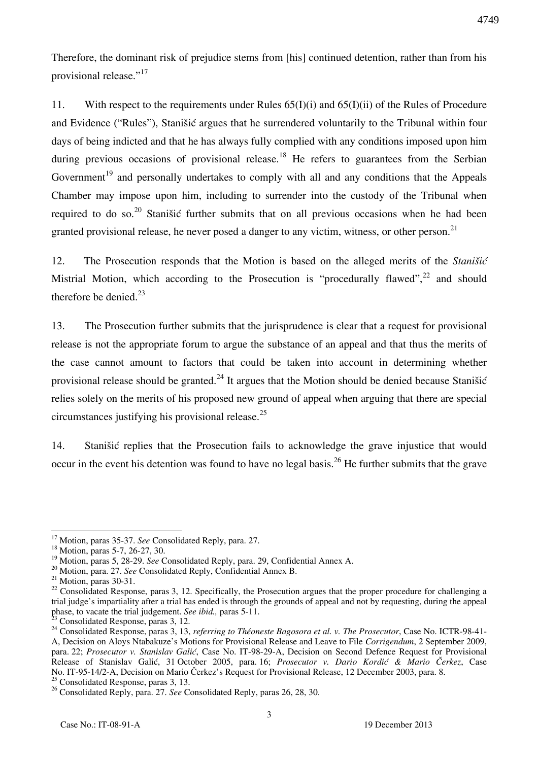Therefore, the dominant risk of prejudice stems from [his] continued detention, rather than from his provisional release."[17]

11. With respect to the requirements under Rules 65(I)(i) and 65(I)(ii) of the Rules of Procedure and Evidence ("Rules"), Stanišić argues that he surrendered voluntarily to the Tribunal within four days of being indicted and that he has always fully complied with any conditions imposed upon him during previous occasions of provisional release.[18] He refers to guarantees from the Serbian Government[19] and personally undertakes to comply with all and any conditions that the Appeals Chamber may impose upon him, including to surrender into the custody of the Tribunal when required to do so.[20] Stanišić further submits that on all previous occasions when he had been granted provisional release, he never posed a danger to any victim, witness, or other person.[21]

12. The Prosecution responds that the Motion is based on the alleged merits of the *Stanišić* Mistrial Motion, which according to the Prosecution is "procedurally flawed",[22] and should therefore be denied.[23]

13. The Prosecution further submits that the jurisprudence is clear that a request for provisional release is not the appropriate forum to argue the substance of an appeal and that thus the merits of the case cannot amount to factors that could be taken into account in determining whether provisional release should be granted.[24] It argues that the Motion should be denied because Stanišić relies solely on the merits of his proposed new ground of appeal when arguing that there are special circumstances justifying his provisional release.[25]

14. Stanišić replies that the Prosecution fails to acknowledge the grave injustice that would occur in the event his detention was found to have no legal basis.[26] He further submits that the grave

---

[17] Motion, paras 35-37. *See* Consolidated Reply, para. 27.

[18] Motion, paras 5-7, 26-27, 30.

[19] Motion, paras 5, 28-29. *See* Consolidated Reply, para. 29, Confidential Annex A.

[20] Motion, para. 27. *See* Consolidated Reply, Confidential Annex B.

[21] Motion, paras 30-31.

[22] Consolidated Response, paras 3, 12. Specifically, the Prosecution argues that the proper procedure for challenging a trial judge's impartiality after a trial has ended is through the grounds of appeal and not by requesting, during the appeal phase, to vacate the trial judgement. *See ibid.,* paras 5-11.

[23] Consolidated Response, paras 3, 12.

[24] Consolidated Response, paras 3, 13, *referring to Théoneste Bagosora et al. v. The Prosecutor*, Case No. ICTR-98-41-A, Decision on Aloys Ntabakuze's Motions for Provisional Release and Leave to File *Corrigendum*, 2 September 2009, para. 22; *Prosecutor v. Stanislav Galić*, Case No. IT-98-29-A, Decision on Second Defence Request for Provisional Release of Stanislav Galić, 31 October 2005, para. 16; *Prosecutor v. Dario Kordić & Mario Čerkez*, Case No. IT-95-14/2-A, Decision on Mario Čerkez's Request for Provisional Release, 12 December 2003, para. 8.

[25] Consolidated Response, paras 3, 13.

[26] Consolidated Reply, para. 27. *See* Consolidated Reply, paras 26, 28, 30.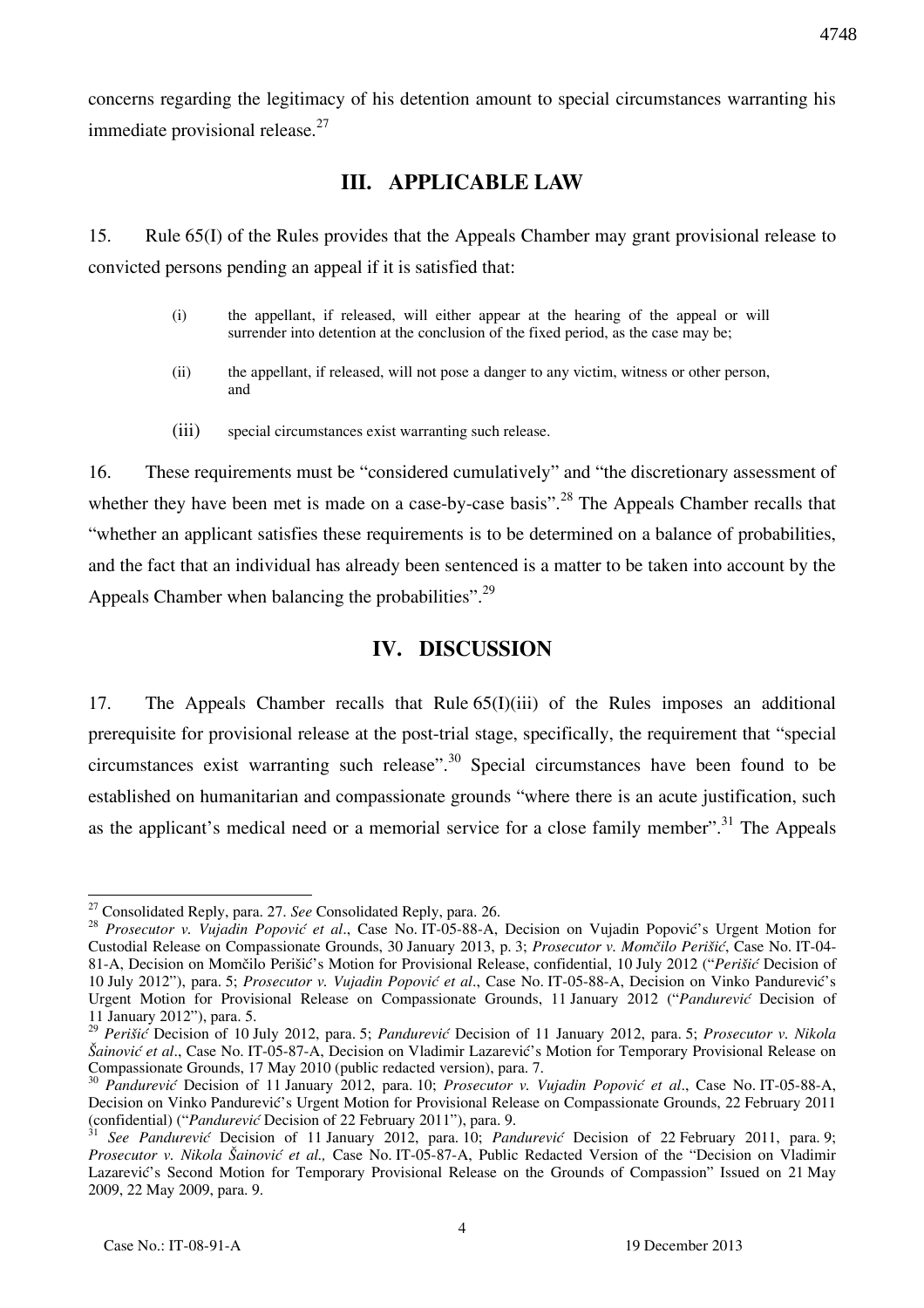concerns regarding the legitimacy of his detention amount to special circumstances warranting his immediate provisional release.[27]

## III. APPLICABLE LAW

15. Rule 65(I) of the Rules provides that the Appeals Chamber may grant provisional release to convicted persons pending an appeal if it is satisfied that:

> (i) the appellant, if released, will either appear at the hearing of the appeal or will surrender into detention at the conclusion of the fixed period, as the case may be;
>
> (ii) the appellant, if released, will not pose a danger to any victim, witness or other person, and
>
> (iii) special circumstances exist warranting such release.

16. These requirements must be "considered cumulatively" and "the discretionary assessment of whether they have been met is made on a case-by-case basis".[28] The Appeals Chamber recalls that "whether an applicant satisfies these requirements is to be determined on a balance of probabilities, and the fact that an individual has already been sentenced is a matter to be taken into account by the Appeals Chamber when balancing the probabilities".[29]

## IV. DISCUSSION

17. The Appeals Chamber recalls that Rule 65(I)(iii) of the Rules imposes an additional prerequisite for provisional release at the post-trial stage, specifically, the requirement that "special circumstances exist warranting such release".[30] Special circumstances have been found to be established on humanitarian and compassionate grounds "where there is an acute justification, such as the applicant's medical need or a memorial service for a close family member".[31] The Appeals

---

[27] Consolidated Reply, para. 27. *See* Consolidated Reply, para. 26.

[28] *Prosecutor v. Vujadin Popović et al*., Case No. IT-05-88-A, Decision on Vujadin Popović's Urgent Motion for Custodial Release on Compassionate Grounds, 30 January 2013, p. 3; *Prosecutor v. Momčilo Perišić*, Case No. IT-04-81-A, Decision on Momčilo Perišić's Motion for Provisional Release, confidential, 10 July 2012 ("*Perišić* Decision of 10 July 2012"), para. 5; *Prosecutor v. Vujadin Popović et al*., Case No. IT-05-88-A, Decision on Vinko Pandurević's Urgent Motion for Provisional Release on Compassionate Grounds, 11 January 2012 ("*Pandurević* Decision of 11 January 2012"), para. 5.

[29] *Perišić* Decision of 10 July 2012, para. 5; *Pandurević* Decision of 11 January 2012, para. 5; *Prosecutor v. Nikola Šainović et al*., Case No. IT-05-87-A, Decision on Vladimir Lazarević's Motion for Temporary Provisional Release on Compassionate Grounds, 17 May 2010 (public redacted version), para. 7.

[30] *Pandurević* Decision of 11 January 2012, para. 10; *Prosecutor v. Vujadin Popović et al*., Case No. IT-05-88-A, Decision on Vinko Pandurević's Urgent Motion for Provisional Release on Compassionate Grounds, 22 February 2011 (confidential) ("*Pandurević* Decision of 22 February 2011"), para. 9.

[31] *See Pandurević* Decision of 11 January 2012, para. 10; *Pandurević* Decision of 22 February 2011, para. 9; *Prosecutor v. Nikola Šainović et al.,* Case No. IT-05-87-A, Public Redacted Version of the "Decision on Vladimir Lazarević's Second Motion for Temporary Provisional Release on the Grounds of Compassion" Issued on 21 May 2009, 22 May 2009, para. 9.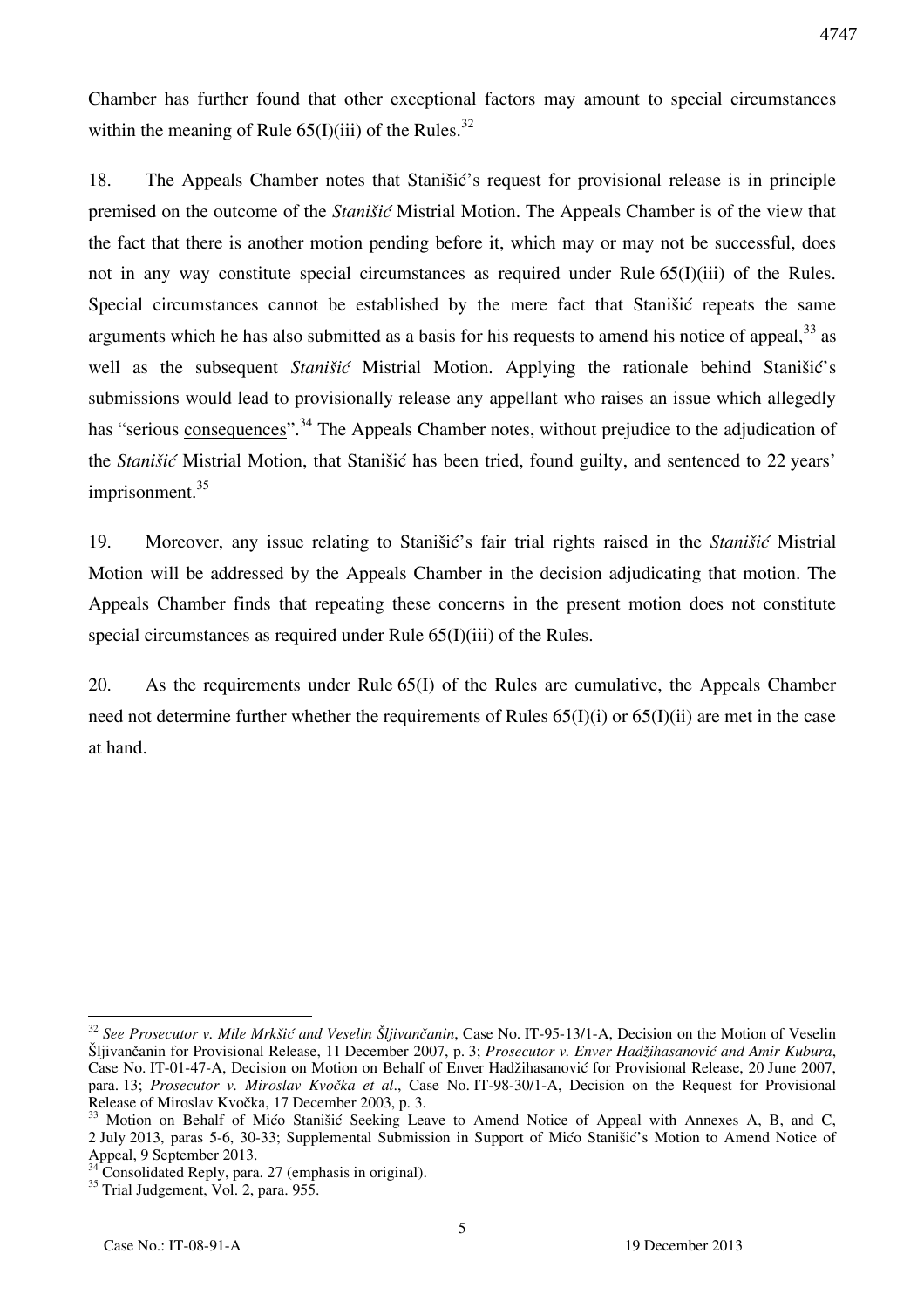Chamber has further found that other exceptional factors may amount to special circumstances within the meaning of Rule 65(I)(iii) of the Rules.[32]

18. The Appeals Chamber notes that Stanišić's request for provisional release is in principle premised on the outcome of the *Stanišić* Mistrial Motion. The Appeals Chamber is of the view that the fact that there is another motion pending before it, which may or may not be successful, does not in any way constitute special circumstances as required under Rule 65(I)(iii) of the Rules. Special circumstances cannot be established by the mere fact that Stanišić repeats the same arguments which he has also submitted as a basis for his requests to amend his notice of appeal,[33] as well as the subsequent *Stanišić* Mistrial Motion. Applying the rationale behind Stanišić's submissions would lead to provisionally release any appellant who raises an issue which allegedly has "serious <u>consequences</u>".[34] The Appeals Chamber notes, without prejudice to the adjudication of the *Stanišić* Mistrial Motion, that Stanišić has been tried, found guilty, and sentenced to 22 years' imprisonment.[35]

19. Moreover, any issue relating to Stanišić's fair trial rights raised in the *Stanišić* Mistrial Motion will be addressed by the Appeals Chamber in the decision adjudicating that motion. The Appeals Chamber finds that repeating these concerns in the present motion does not constitute special circumstances as required under Rule 65(I)(iii) of the Rules.

20. As the requirements under Rule 65(I) of the Rules are cumulative, the Appeals Chamber need not determine further whether the requirements of Rules 65(I)(i) or 65(I)(ii) are met in the case at hand.

---

[32] *See Prosecutor v. Mile Mrkšić and Veselin Šljivančanin*, Case No. IT-95-13/1-A, Decision on the Motion of Veselin Šljivančanin for Provisional Release, 11 December 2007, p. 3; *Prosecutor v. Enver Hadžihasanović and Amir Kubura*, Case No. IT-01-47-A, Decision on Motion on Behalf of Enver Hadžihasanović for Provisional Release, 20 June 2007, para. 13; *Prosecutor v. Miroslav Kvočka et al*., Case No. IT-98-30/1-A, Decision on the Request for Provisional Release of Miroslav Kvočka, 17 December 2003, p. 3.

[33] Motion on Behalf of Mićo Stanišić Seeking Leave to Amend Notice of Appeal with Annexes A, B, and C, 2 July 2013, paras 5-6, 30-33; Supplemental Submission in Support of Mićo Stanišić's Motion to Amend Notice of Appeal, 9 September 2013.

[34] Consolidated Reply, para. 27 (emphasis in original).

[35] Trial Judgement, Vol. 2, para. 955.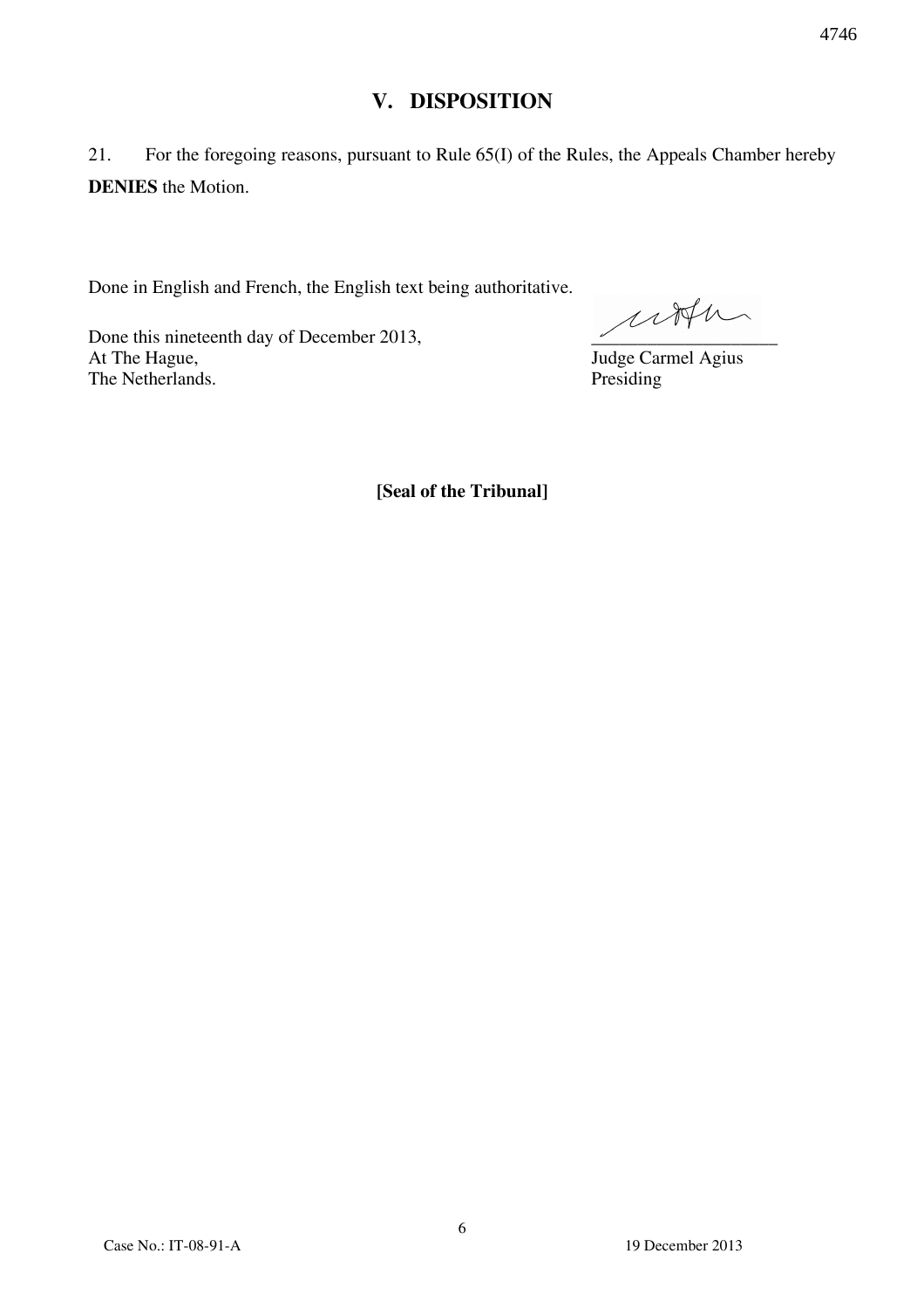# V. DISPOSITION

21. For the foregoing reasons, pursuant to Rule 65(I) of the Rules, the Appeals Chamber hereby **DENIES** the Motion.

Done in English and French, the English text being authoritative.

Done this nineteenth day of December 2013,
At The Hague,
The Netherlands.

Judge Carmel Agius
Presiding

**[Seal of the Tribunal]**